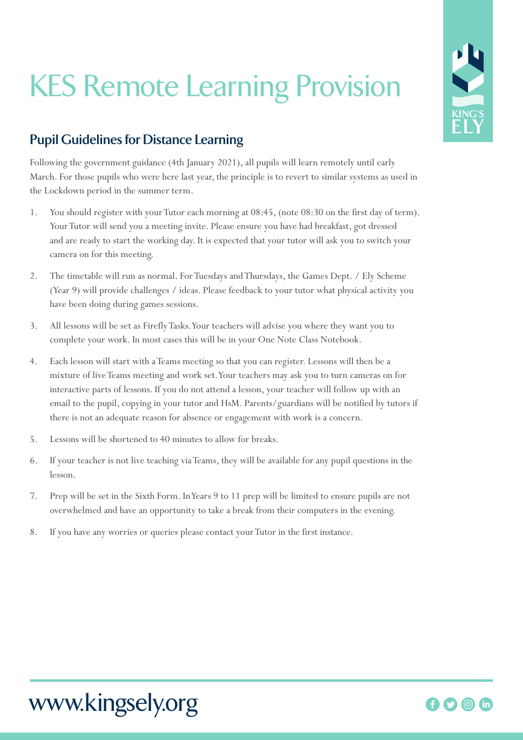# KES Remote Learning Provision

## Pupil Guidelines for Distance Learning

Following the government guidance (4th January 2021), all pupils will learn remotely until early March. For those pupils who were here last year, the principle is to revert to similar systems as used in the Lockdown period in the summer term.

1. You should register with your Tutor each morning at 08:45, (note 08:30 on the first day of term). Your Tutor will send you a meeting invite. Please ensure you have had breakfast, got dressed and are ready to start the working day. It is expected that your tutor will ask you to switch your camera on for this meeting.
2. The timetable will run as normal. For Tuesdays and Thursdays, the Games Dept. / Ely Scheme (Year 9) will provide challenges / ideas. Please feedback to your tutor what physical activity you have been doing during games sessions.
3. All lessons will be set as Firefly Tasks. Your teachers will advise you where they want you to complete your work. In most cases this will be in your One Note Class Notebook.
4. Each lesson will start with a Teams meeting so that you can register. Lessons will then be a mixture of live Teams meeting and work set. Your teachers may ask you to turn cameras on for interactive parts of lessons. If you do not attend a lesson, your teacher will follow up with an email to the pupil, copying in your tutor and HsM. Parents/guardians will be notified by tutors if there is not an adequate reason for absence or engagement with work is a concern.
5. Lessons will be shortened to 40 minutes to allow for breaks.
6. If your teacher is not live teaching via Teams, they will be available for any pupil questions in the lesson.
7. Prep will be set in the Sixth Form. In Years 9 to 11 prep will be limited to ensure pupils are not overwhelmed and have an opportunity to take a break from their computers in the evening.
8. If you have any worries or queries please contact your Tutor in the first instance.

www.kingsely.org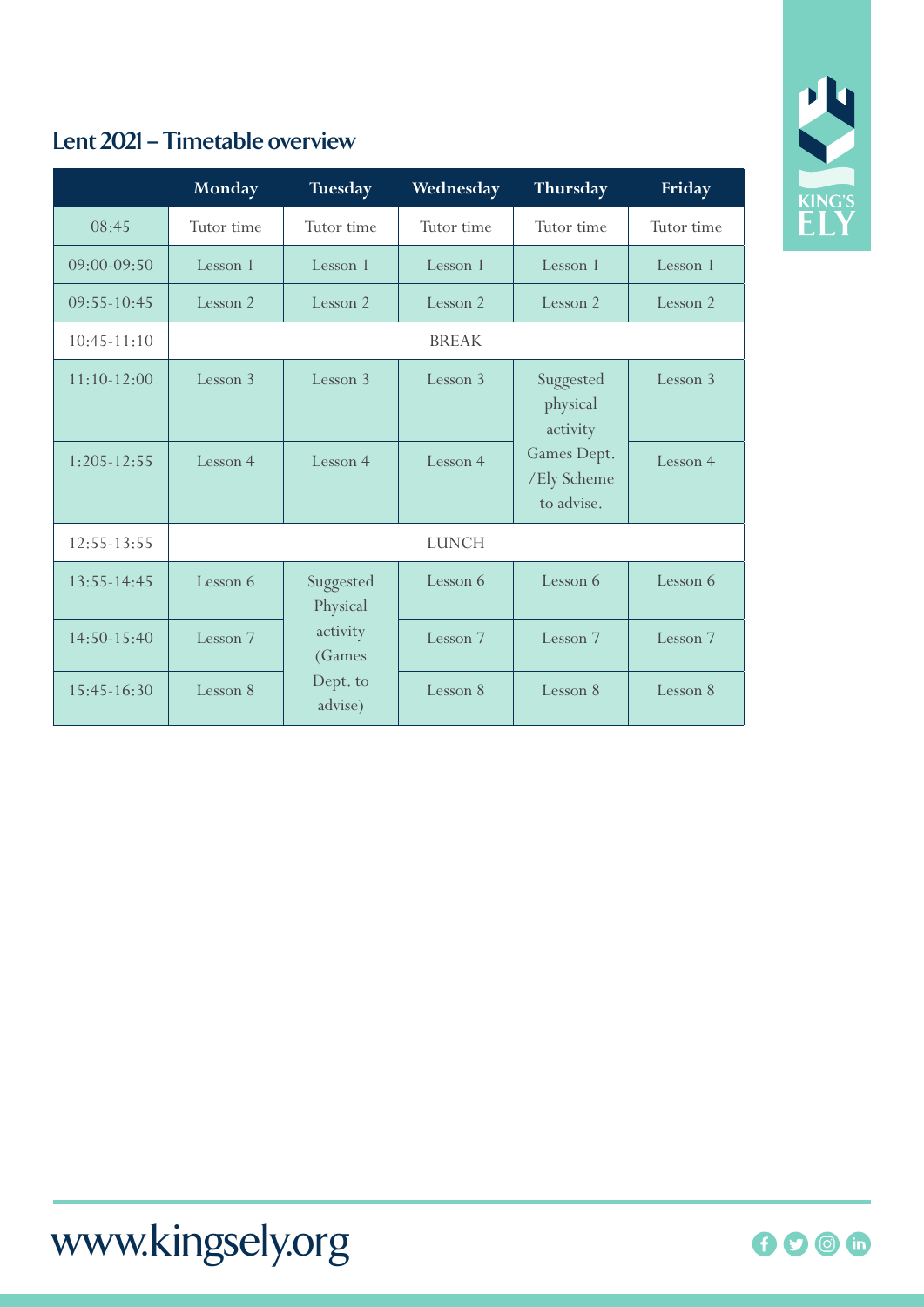## Lent 2021 – Timetable overview

| | Monday | Tuesday | Wednesday | Thursday | Friday |
|---|---|---|---|---|---|
| 08:45 | Tutor time | Tutor time | Tutor time | Tutor time | Tutor time |
| 09:00-09:50 | Lesson 1 | Lesson 1 | Lesson 1 | Lesson 1 | Lesson 1 |
| 09:55-10:45 | Lesson 2 | Lesson 2 | Lesson 2 | Lesson 2 | Lesson 2 |
| 10:45-11:10 | BREAK | | | | |
| 11:10-12:00 | Lesson 3 | Lesson 3 | Lesson 3 | Suggested physical activity Games Dept. /Ely Scheme to advise. | Lesson 3 |
| 1:205-12:55 | Lesson 4 | Lesson 4 | Lesson 4 | | Lesson 4 |
| 12:55-13:55 | LUNCH | | | | |
| 13:55-14:45 | Lesson 6 | Suggested Physical activity (Games Dept. to advise) | Lesson 6 | Lesson 6 | Lesson 6 |
| 14:50-15:40 | Lesson 7 | | Lesson 7 | Lesson 7 | Lesson 7 |
| 15:45-16:30 | Lesson 8 | | Lesson 8 | Lesson 8 | Lesson 8 |

www.kingsely.org